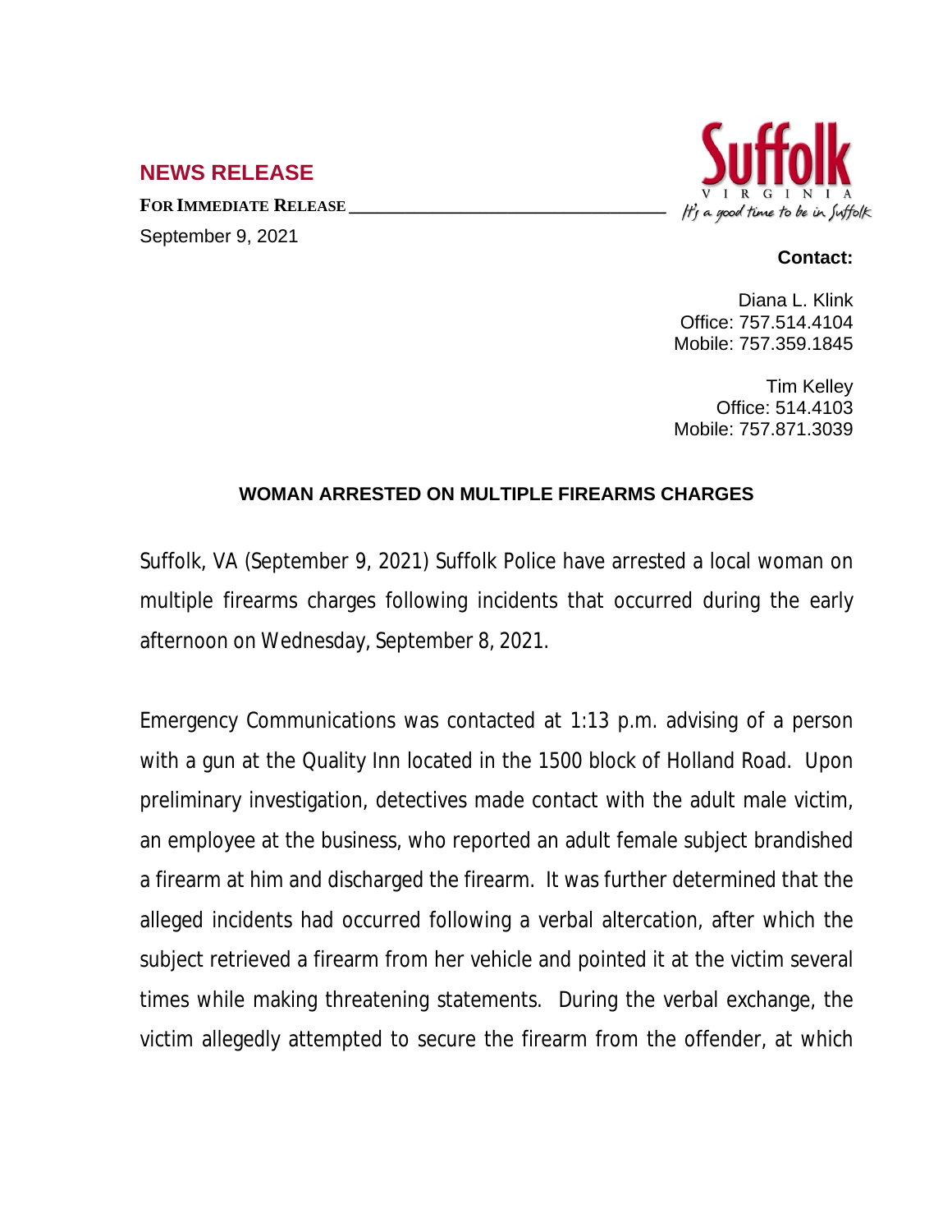## NEWS RELEASE

**FOR IMMEDIATE RELEASE**

September 9, 2021

Suffolk VIRGINIA It's a good time to be in Suffolk

**Contact:**

Diana L. Klink
Office: 757.514.4104
Mobile: 757.359.1845

Tim Kelley
Office: 514.4103
Mobile: 757.871.3039

### WOMAN ARRESTED ON MULTIPLE FIREARMS CHARGES

Suffolk, VA (September 9, 2021) Suffolk Police have arrested a local woman on multiple firearms charges following incidents that occurred during the early afternoon on Wednesday, September 8, 2021.

Emergency Communications was contacted at 1:13 p.m. advising of a person with a gun at the Quality Inn located in the 1500 block of Holland Road. Upon preliminary investigation, detectives made contact with the adult male victim, an employee at the business, who reported an adult female subject brandished a firearm at him and discharged the firearm. It was further determined that the alleged incidents had occurred following a verbal altercation, after which the subject retrieved a firearm from her vehicle and pointed it at the victim several times while making threatening statements. During the verbal exchange, the victim allegedly attempted to secure the firearm from the offender, at which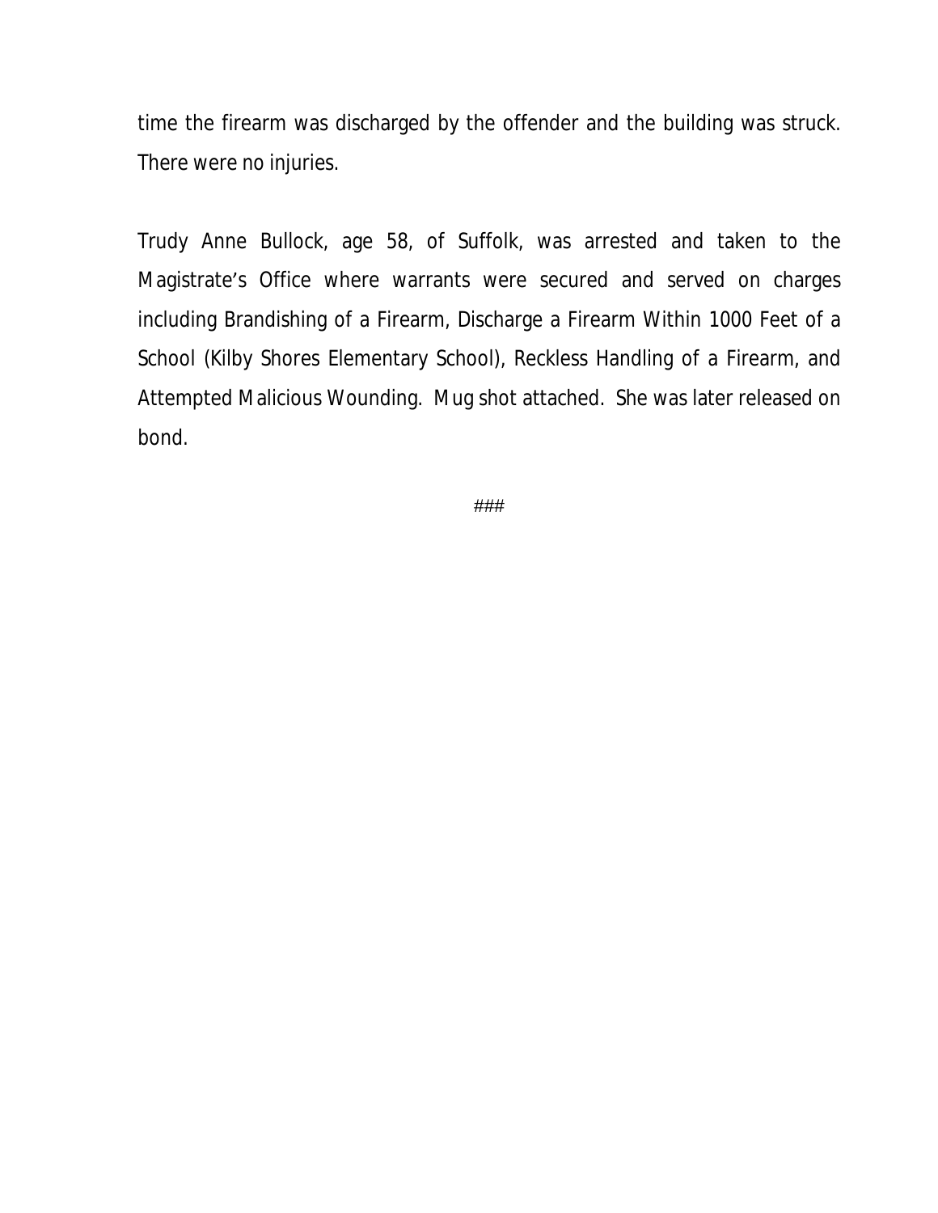time the firearm was discharged by the offender and the building was struck. There were no injuries.

Trudy Anne Bullock, age 58, of Suffolk, was arrested and taken to the Magistrate's Office where warrants were secured and served on charges including Brandishing of a Firearm, Discharge a Firearm Within 1000 Feet of a School (Kilby Shores Elementary School), Reckless Handling of a Firearm, and Attempted Malicious Wounding. Mug shot attached. She was later released on bond.

###